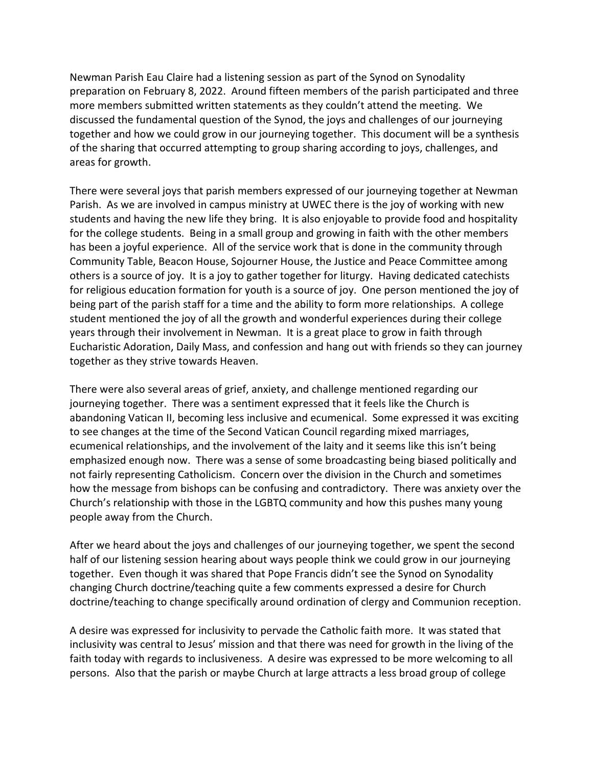Newman Parish Eau Claire had a listening session as part of the Synod on Synodality preparation on February 8, 2022. Around fifteen members of the parish participated and three more members submitted written statements as they couldn't attend the meeting. We discussed the fundamental question of the Synod, the joys and challenges of our journeying together and how we could grow in our journeying together. This document will be a synthesis of the sharing that occurred attempting to group sharing according to joys, challenges, and areas for growth.

There were several joys that parish members expressed of our journeying together at Newman Parish. As we are involved in campus ministry at UWEC there is the joy of working with new students and having the new life they bring. It is also enjoyable to provide food and hospitality for the college students. Being in a small group and growing in faith with the other members has been a joyful experience. All of the service work that is done in the community through Community Table, Beacon House, Sojourner House, the Justice and Peace Committee among others is a source of joy. It is a joy to gather together for liturgy. Having dedicated catechists for religious education formation for youth is a source of joy. One person mentioned the joy of being part of the parish staff for a time and the ability to form more relationships. A college student mentioned the joy of all the growth and wonderful experiences during their college years through their involvement in Newman. It is a great place to grow in faith through Eucharistic Adoration, Daily Mass, and confession and hang out with friends so they can journey together as they strive towards Heaven.

There were also several areas of grief, anxiety, and challenge mentioned regarding our journeying together. There was a sentiment expressed that it feels like the Church is abandoning Vatican II, becoming less inclusive and ecumenical. Some expressed it was exciting to see changes at the time of the Second Vatican Council regarding mixed marriages, ecumenical relationships, and the involvement of the laity and it seems like this isn't being emphasized enough now. There was a sense of some broadcasting being biased politically and not fairly representing Catholicism. Concern over the division in the Church and sometimes how the message from bishops can be confusing and contradictory. There was anxiety over the Church's relationship with those in the LGBTQ community and how this pushes many young people away from the Church.

After we heard about the joys and challenges of our journeying together, we spent the second half of our listening session hearing about ways people think we could grow in our journeying together. Even though it was shared that Pope Francis didn't see the Synod on Synodality changing Church doctrine/teaching quite a few comments expressed a desire for Church doctrine/teaching to change specifically around ordination of clergy and Communion reception.

A desire was expressed for inclusivity to pervade the Catholic faith more. It was stated that inclusivity was central to Jesus' mission and that there was need for growth in the living of the faith today with regards to inclusiveness. A desire was expressed to be more welcoming to all persons. Also that the parish or maybe Church at large attracts a less broad group of college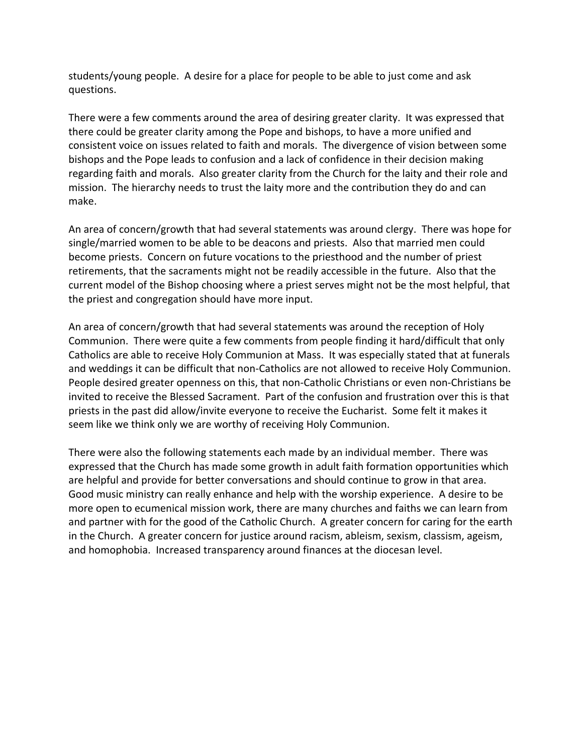students/young people. A desire for a place for people to be able to just come and ask questions.

There were a few comments around the area of desiring greater clarity. It was expressed that there could be greater clarity among the Pope and bishops, to have a more unified and consistent voice on issues related to faith and morals. The divergence of vision between some bishops and the Pope leads to confusion and a lack of confidence in their decision making regarding faith and morals. Also greater clarity from the Church for the laity and their role and mission. The hierarchy needs to trust the laity more and the contribution they do and can make.

An area of concern/growth that had several statements was around clergy. There was hope for single/married women to be able to be deacons and priests. Also that married men could become priests. Concern on future vocations to the priesthood and the number of priest retirements, that the sacraments might not be readily accessible in the future. Also that the current model of the Bishop choosing where a priest serves might not be the most helpful, that the priest and congregation should have more input.

An area of concern/growth that had several statements was around the reception of Holy Communion. There were quite a few comments from people finding it hard/difficult that only Catholics are able to receive Holy Communion at Mass. It was especially stated that at funerals and weddings it can be difficult that non-Catholics are not allowed to receive Holy Communion. People desired greater openness on this, that non-Catholic Christians or even non-Christians be invited to receive the Blessed Sacrament. Part of the confusion and frustration over this is that priests in the past did allow/invite everyone to receive the Eucharist. Some felt it makes it seem like we think only we are worthy of receiving Holy Communion.

There were also the following statements each made by an individual member. There was expressed that the Church has made some growth in adult faith formation opportunities which are helpful and provide for better conversations and should continue to grow in that area. Good music ministry can really enhance and help with the worship experience. A desire to be more open to ecumenical mission work, there are many churches and faiths we can learn from and partner with for the good of the Catholic Church. A greater concern for caring for the earth in the Church. A greater concern for justice around racism, ableism, sexism, classism, ageism, and homophobia. Increased transparency around finances at the diocesan level.